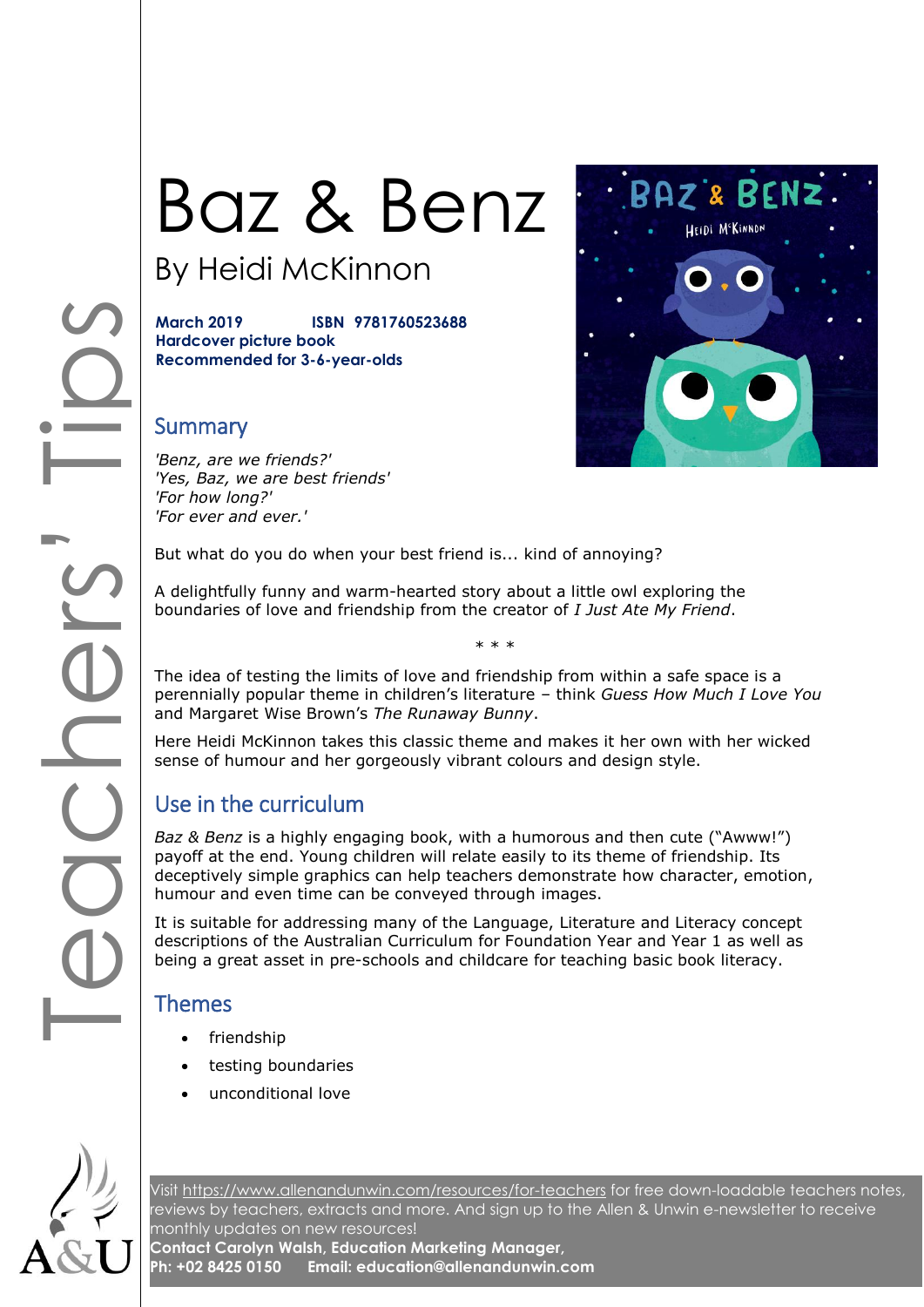# Baz & Benz

## By Heidi McKinnon

**March 2019 ISBN 9781760523688**
**Hardcover picture book**
**Recommended for 3-6-year-olds**

## Summary

*'Benz, are we friends?'*
*'Yes, Baz, we are best friends'*
*'For how long?'*
*'For ever and ever.'*

But what do you do when your best friend is... kind of annoying?

A delightfully funny and warm-hearted story about a little owl exploring the boundaries of love and friendship from the creator of *I Just Ate My Friend*.

\* \* \*

The idea of testing the limits of love and friendship from within a safe space is a perennially popular theme in children's literature – think *Guess How Much I Love You* and Margaret Wise Brown's *The Runaway Bunny*.

Here Heidi McKinnon takes this classic theme and makes it her own with her wicked sense of humour and her gorgeously vibrant colours and design style.

## Use in the curriculum

*Baz & Benz* is a highly engaging book, with a humorous and then cute ("Awww!") payoff at the end. Young children will relate easily to its theme of friendship. Its deceptively simple graphics can help teachers demonstrate how character, emotion, humour and even time can be conveyed through images.

It is suitable for addressing many of the Language, Literature and Literacy concept descriptions of the Australian Curriculum for Foundation Year and Year 1 as well as being a great asset in pre-schools and childcare for teaching basic book literacy.

## Themes

- friendship
- testing boundaries
- unconditional love

Visit https://www.allenandunwin.com/resources/for-teachers for free down-loadable teachers notes, reviews by teachers, extracts and more. And sign up to the Allen & Unwin e-newsletter to receive monthly updates on new resources!
**Contact Carolyn Walsh, Education Marketing Manager,**
**Ph: +02 8425 0150 Email: education@allenandunwin.com**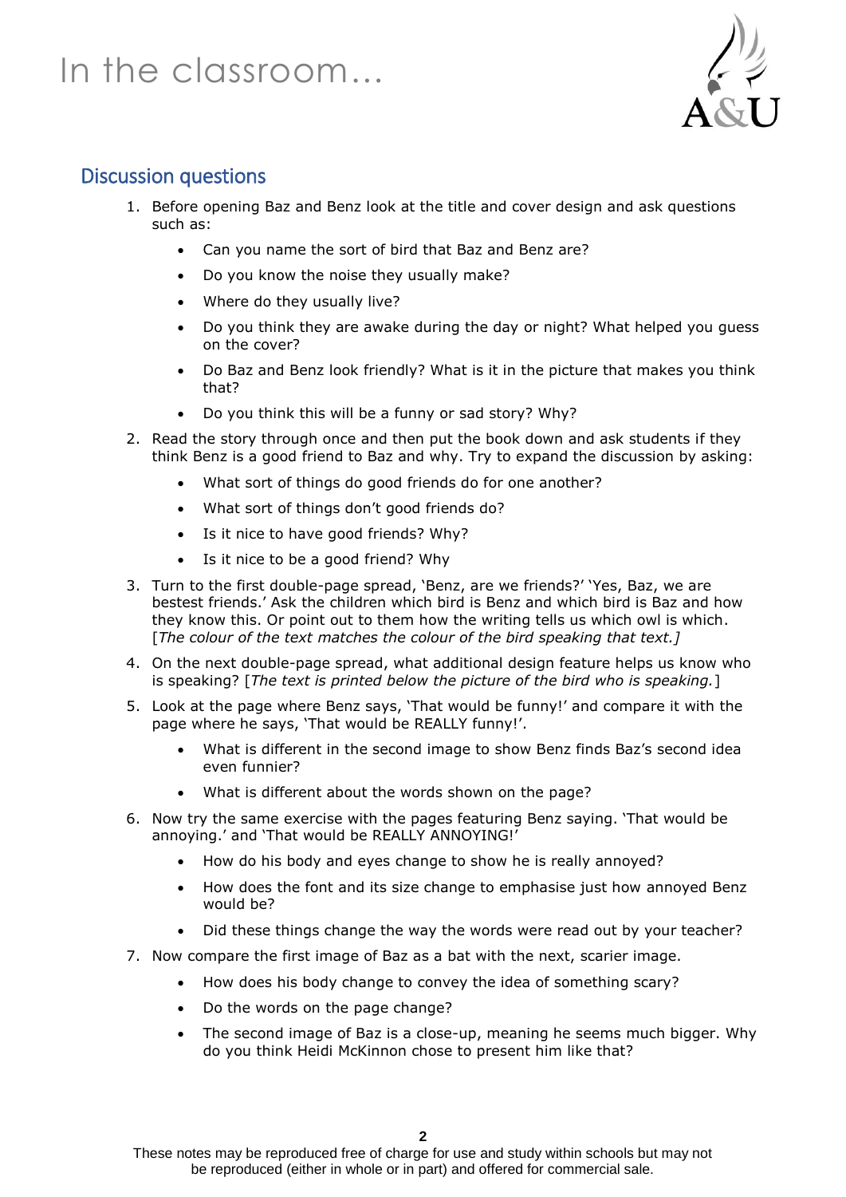# In the classroom…

## Discussion questions

1. Before opening Baz and Benz look at the title and cover design and ask questions such as:
    - Can you name the sort of bird that Baz and Benz are?
    - Do you know the noise they usually make?
    - Where do they usually live?
    - Do you think they are awake during the day or night? What helped you guess on the cover?
    - Do Baz and Benz look friendly? What is it in the picture that makes you think that?
    - Do you think this will be a funny or sad story? Why?
2. Read the story through once and then put the book down and ask students if they think Benz is a good friend to Baz and why. Try to expand the discussion by asking:
    - What sort of things do good friends do for one another?
    - What sort of things don't good friends do?
    - Is it nice to have good friends? Why?
    - Is it nice to be a good friend? Why
3. Turn to the first double-page spread, 'Benz, are we friends?' 'Yes, Baz, we are bestest friends.' Ask the children which bird is Benz and which bird is Baz and how they know this. Or point out to them how the writing tells us which owl is which. [*The colour of the text matches the colour of the bird speaking that text.*]
4. On the next double-page spread, what additional design feature helps us know who is speaking? [*The text is printed below the picture of the bird who is speaking.*]
5. Look at the page where Benz says, 'That would be funny!' and compare it with the page where he says, 'That would be REALLY funny!'.
    - What is different in the second image to show Benz finds Baz's second idea even funnier?
    - What is different about the words shown on the page?
6. Now try the same exercise with the pages featuring Benz saying. 'That would be annoying.' and 'That would be REALLY ANNOYING!'
    - How do his body and eyes change to show he is really annoyed?
    - How does the font and its size change to emphasise just how annoyed Benz would be?
    - Did these things change the way the words were read out by your teacher?
7. Now compare the first image of Baz as a bat with the next, scarier image.
    - How does his body change to convey the idea of something scary?
    - Do the words on the page change?
    - The second image of Baz is a close-up, meaning he seems much bigger. Why do you think Heidi McKinnon chose to present him like that?

These notes may be reproduced free of charge for use and study within schools but may not be reproduced (either in whole or in part) and offered for commercial sale.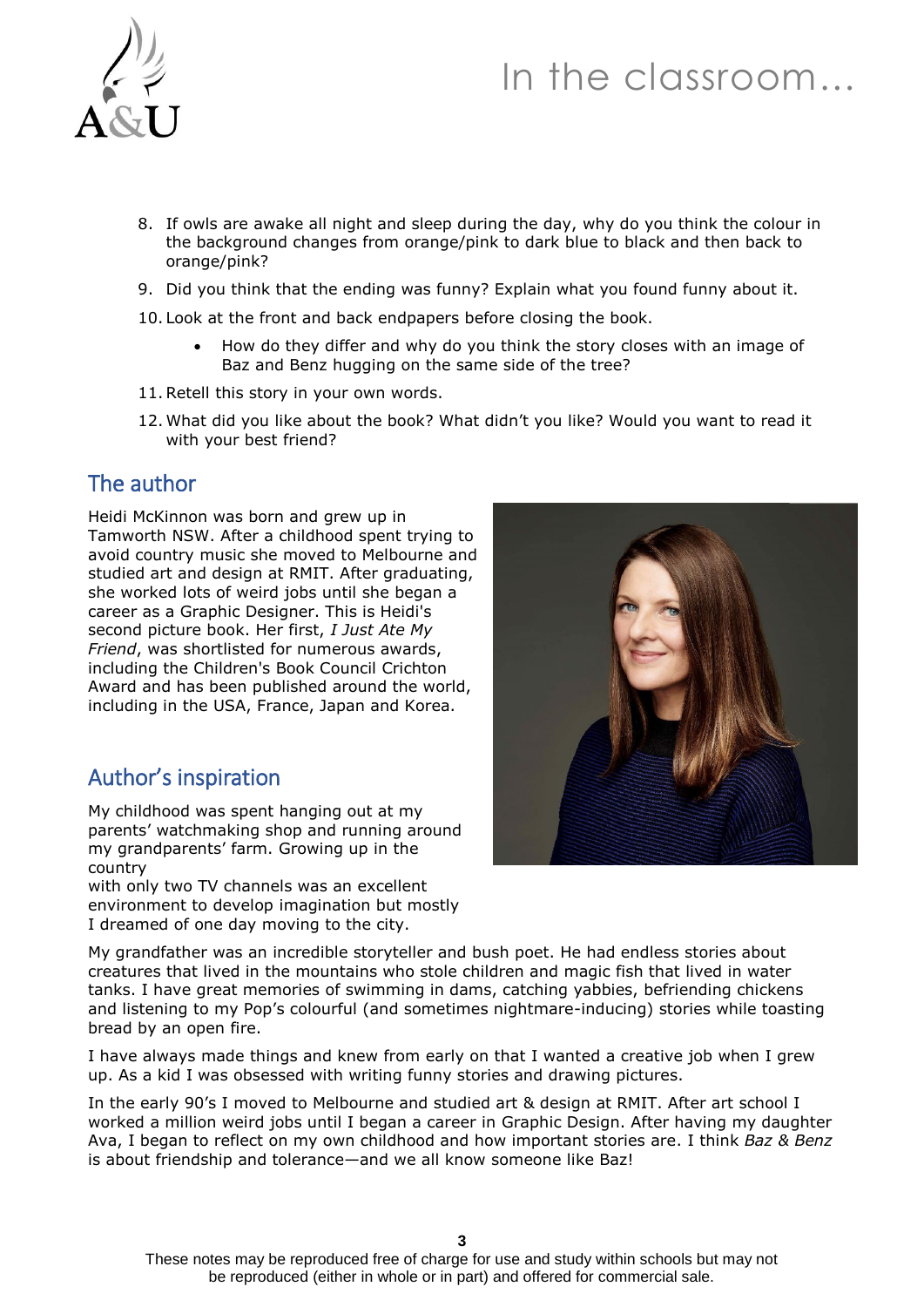8. If owls are awake all night and sleep during the day, why do you think the colour in the background changes from orange/pink to dark blue to black and then back to orange/pink?
9. Did you think that the ending was funny? Explain what you found funny about it.
10. Look at the front and back endpapers before closing the book.
    - How do they differ and why do you think the story closes with an image of Baz and Benz hugging on the same side of the tree?
11. Retell this story in your own words.
12. What did you like about the book? What didn't you like? Would you want to read it with your best friend?

## The author

Heidi McKinnon was born and grew up in Tamworth NSW. After a childhood spent trying to avoid country music she moved to Melbourne and studied art and design at RMIT. After graduating, she worked lots of weird jobs until she began a career as a Graphic Designer. This is Heidi's second picture book. Her first, *I Just Ate My Friend*, was shortlisted for numerous awards, including the Children's Book Council Crichton Award and has been published around the world, including in the USA, France, Japan and Korea.

## Author's inspiration

My childhood was spent hanging out at my parents' watchmaking shop and running around my grandparents' farm. Growing up in the country with only two TV channels was an excellent environment to develop imagination but mostly I dreamed of one day moving to the city.

My grandfather was an incredible storyteller and bush poet. He had endless stories about creatures that lived in the mountains who stole children and magic fish that lived in water tanks. I have great memories of swimming in dams, catching yabbies, befriending chickens and listening to my Pop's colourful (and sometimes nightmare-inducing) stories while toasting bread by an open fire.

I have always made things and knew from early on that I wanted a creative job when I grew up. As a kid I was obsessed with writing funny stories and drawing pictures.

In the early 90's I moved to Melbourne and studied art & design at RMIT. After art school I worked a million weird jobs until I began a career in Graphic Design. After having my daughter Ava, I began to reflect on my own childhood and how important stories are. I think *Baz & Benz* is about friendship and tolerance—and we all know someone like Baz!

These notes may be reproduced free of charge for use and study within schools but may not be reproduced (either in whole or in part) and offered for commercial sale.